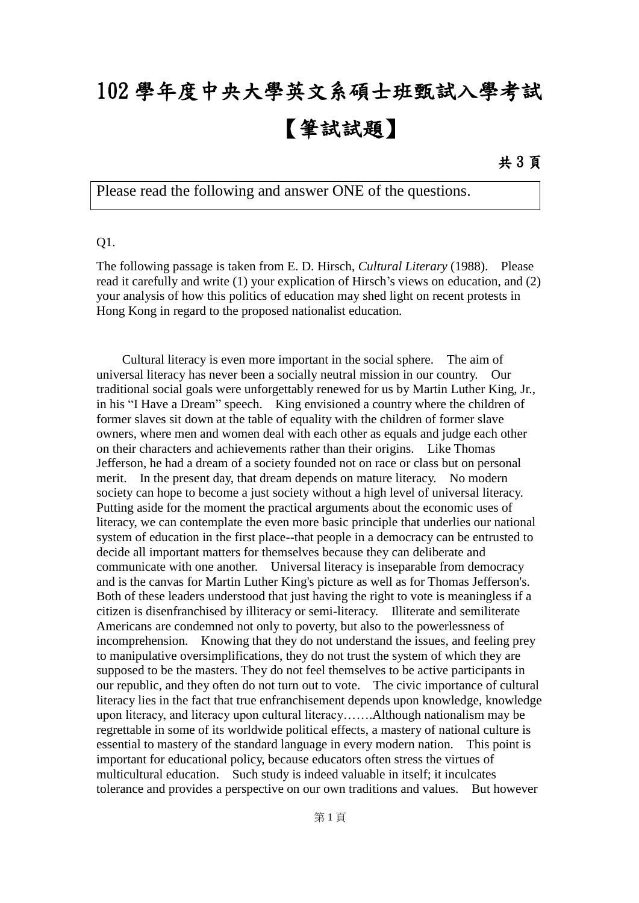# 102學年度中央大學英文系碩士班甄試入學考試

# 【筆試試題】

**共 3 頁**

Please read the following and answer ONE of the questions.

Q1.

The following passage is taken from E. D. Hirsch, *Cultural Literary* (1988). Please read it carefully and write (1) your explication of Hirsch's views on education, and (2) your analysis of how this politics of education may shed light on recent protests in Hong Kong in regard to the proposed nationalist education.

Cultural literacy is even more important in the social sphere. The aim of universal literacy has never been a socially neutral mission in our country. Our traditional social goals were unforgettably renewed for us by Martin Luther King, Jr., in his "I Have a Dream" speech. King envisioned a country where the children of former slaves sit down at the table of equality with the children of former slave owners, where men and women deal with each other as equals and judge each other on their characters and achievements rather than their origins. Like Thomas Jefferson, he had a dream of a society founded not on race or class but on personal merit. In the present day, that dream depends on mature literacy. No modern society can hope to become a just society without a high level of universal literacy. Putting aside for the moment the practical arguments about the economic uses of literacy, we can contemplate the even more basic principle that underlies our national system of education in the first place--that people in a democracy can be entrusted to decide all important matters for themselves because they can deliberate and communicate with one another. Universal literacy is inseparable from democracy and is the canvas for Martin Luther King's picture as well as for Thomas Jefferson's. Both of these leaders understood that just having the right to vote is meaningless if a citizen is disenfranchised by illiteracy or semi-literacy. Illiterate and semiliterate Americans are condemned not only to poverty, but also to the powerlessness of incomprehension. Knowing that they do not understand the issues, and feeling prey to manipulative oversimplifications, they do not trust the system of which they are supposed to be the masters. They do not feel themselves to be active participants in our republic, and they often do not turn out to vote. The civic importance of cultural literacy lies in the fact that true enfranchisement depends upon knowledge, knowledge upon literacy, and literacy upon cultural literacy…….Although nationalism may be regrettable in some of its worldwide political effects, a mastery of national culture is essential to mastery of the standard language in every modern nation. This point is important for educational policy, because educators often stress the virtues of multicultural education. Such study is indeed valuable in itself; it inculcates tolerance and provides a perspective on our own traditions and values. But however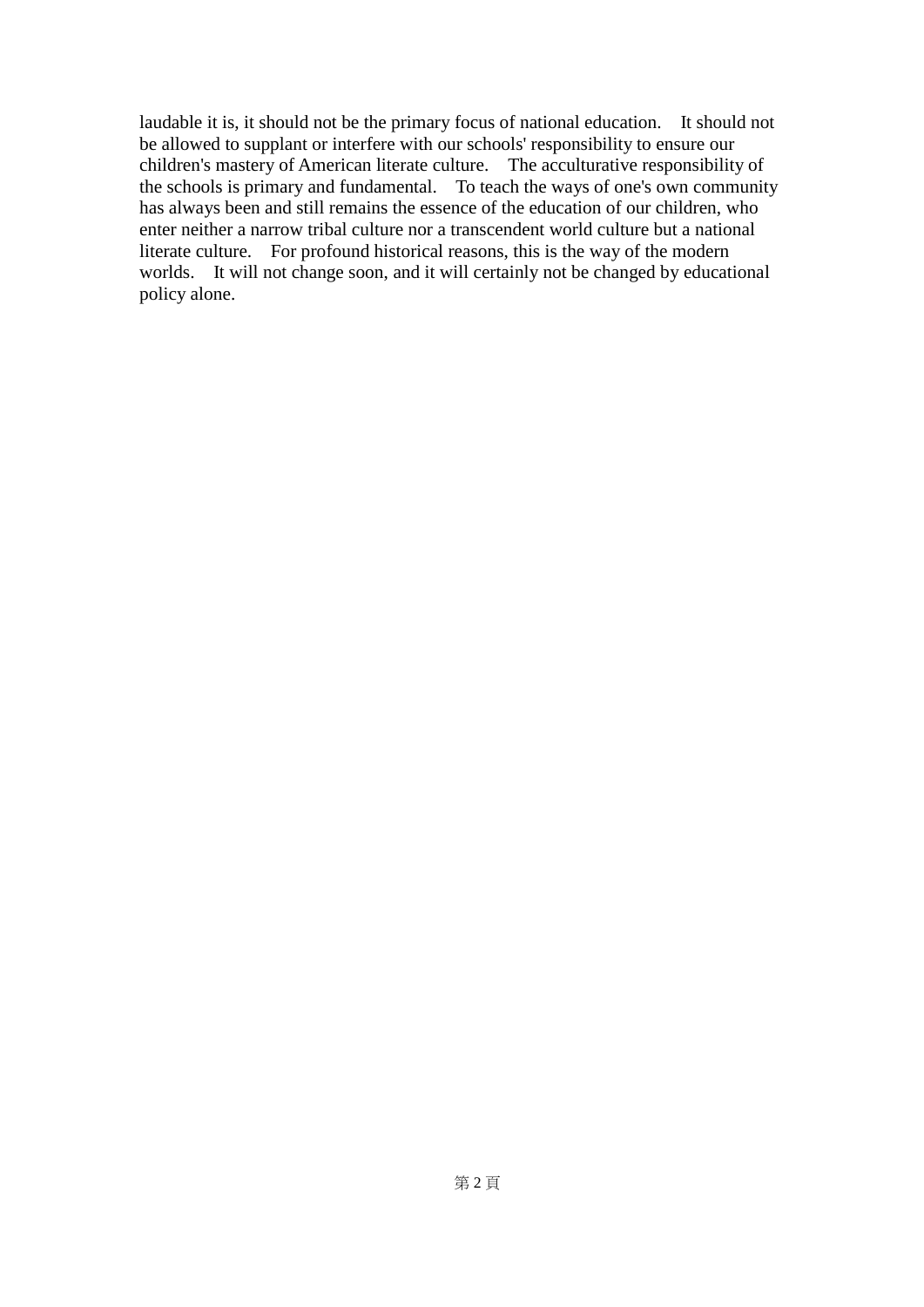laudable it is, it should not be the primary focus of national education. It should not be allowed to supplant or interfere with our schools' responsibility to ensure our children's mastery of American literate culture. The acculturative responsibility of the schools is primary and fundamental. To teach the ways of one's own community has always been and still remains the essence of the education of our children, who enter neither a narrow tribal culture nor a transcendent world culture but a national literate culture. For profound historical reasons, this is the way of the modern worlds. It will not change soon, and it will certainly not be changed by educational policy alone.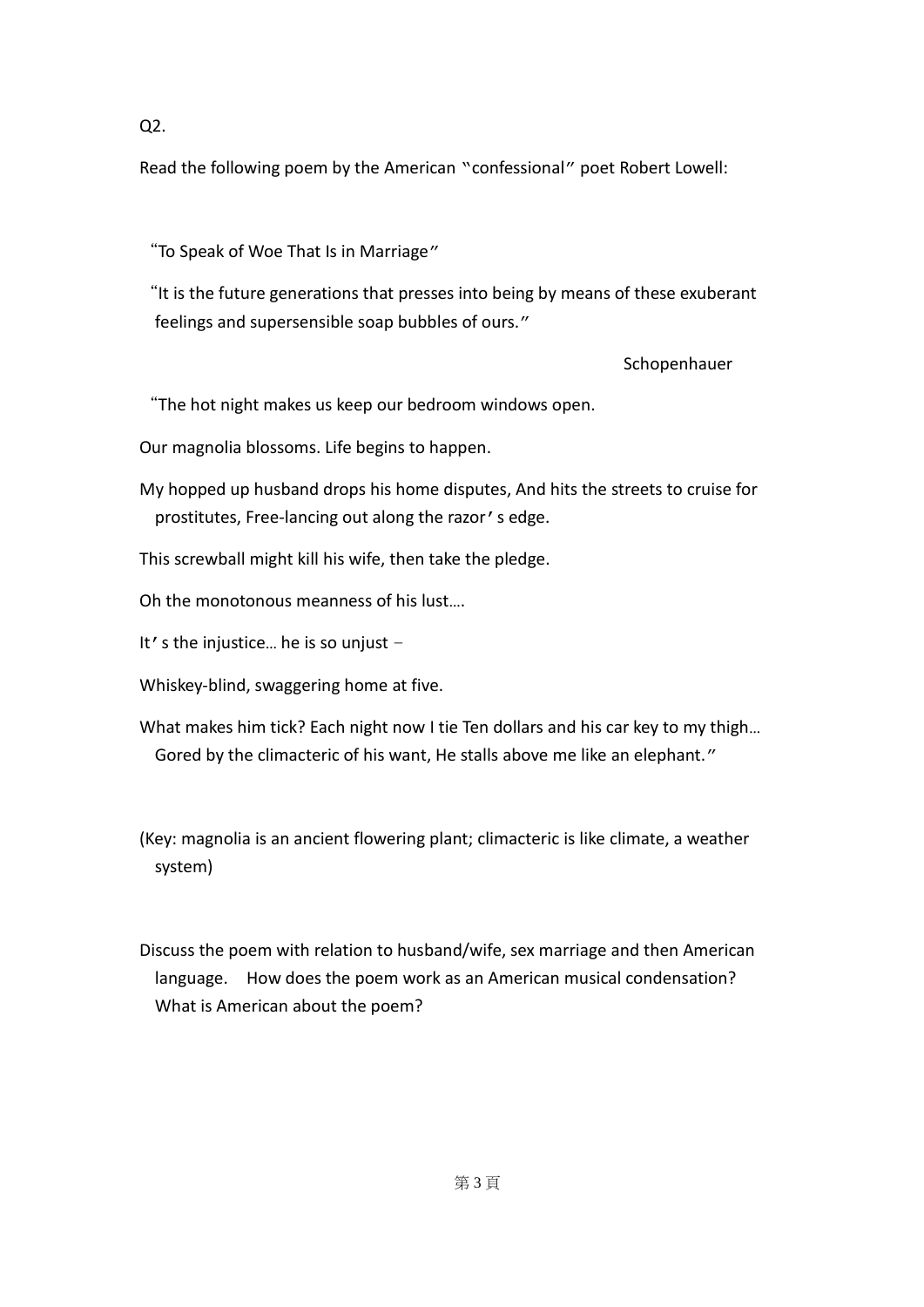Q2.

Read the following poem by the American "confessional" poet Robert Lowell:

"To Speak of Woe That Is in Marriage"

"It is the future generations that presses into being by means of these exuberant feelings and supersensible soap bubbles of ours."

Schopenhauer

"The hot night makes us keep our bedroom windows open.

Our magnolia blossoms. Life begins to happen.

My hopped up husband drops his home disputes, And hits the streets to cruise for prostitutes, Free-lancing out along the razor's edge.

This screwball might kill his wife, then take the pledge.

Oh the monotonous meanness of his lust….

It's the injustice… he is so unjust –

Whiskey-blind, swaggering home at five.

What makes him tick? Each night now I tie Ten dollars and his car key to my thigh… Gored by the climacteric of his want, He stalls above me like an elephant."

(Key: magnolia is an ancient flowering plant; climacteric is like climate, a weather system)

Discuss the poem with relation to husband/wife, sex marriage and then American language. How does the poem work as an American musical condensation? What is American about the poem?